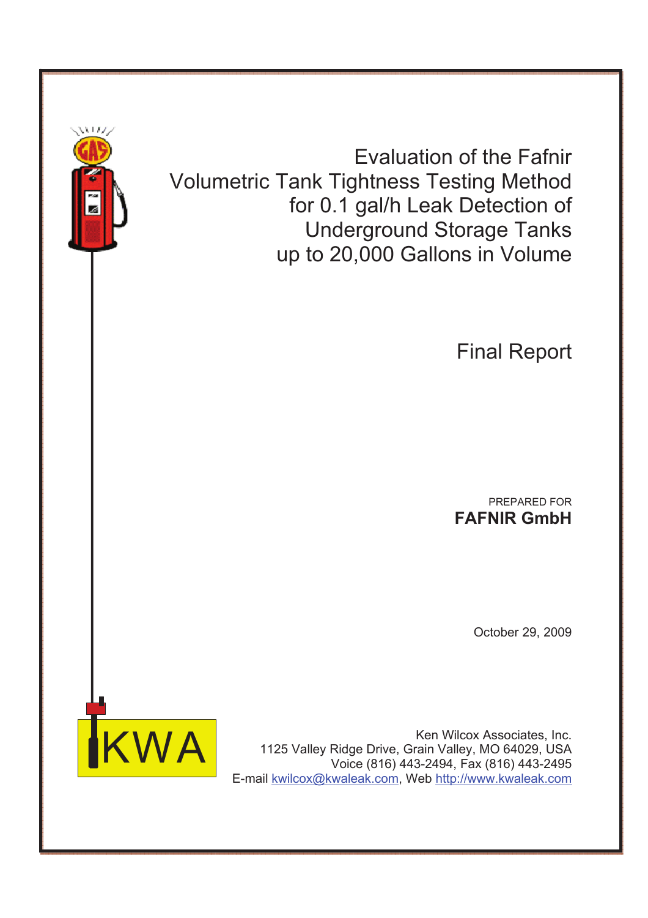# Evaluation of the Fafnir Volumetric Tank Tightness Testing Method for 0.1 gal/h Leak Detection of Underground Storage Tanks up to 20,000 Gallons in Volume

## Final Report

PREPARED FOR

**FAFNIR GmbH**

October 29, 2009

KWA

Ken Wilcox Associates, Inc.
1125 Valley Ridge Drive, Grain Valley, MO 64029, USA
Voice (816) 443-2494, Fax (816) 443-2495
E-mail kwilcox@kwaleak.com, Web http://www.kwaleak.com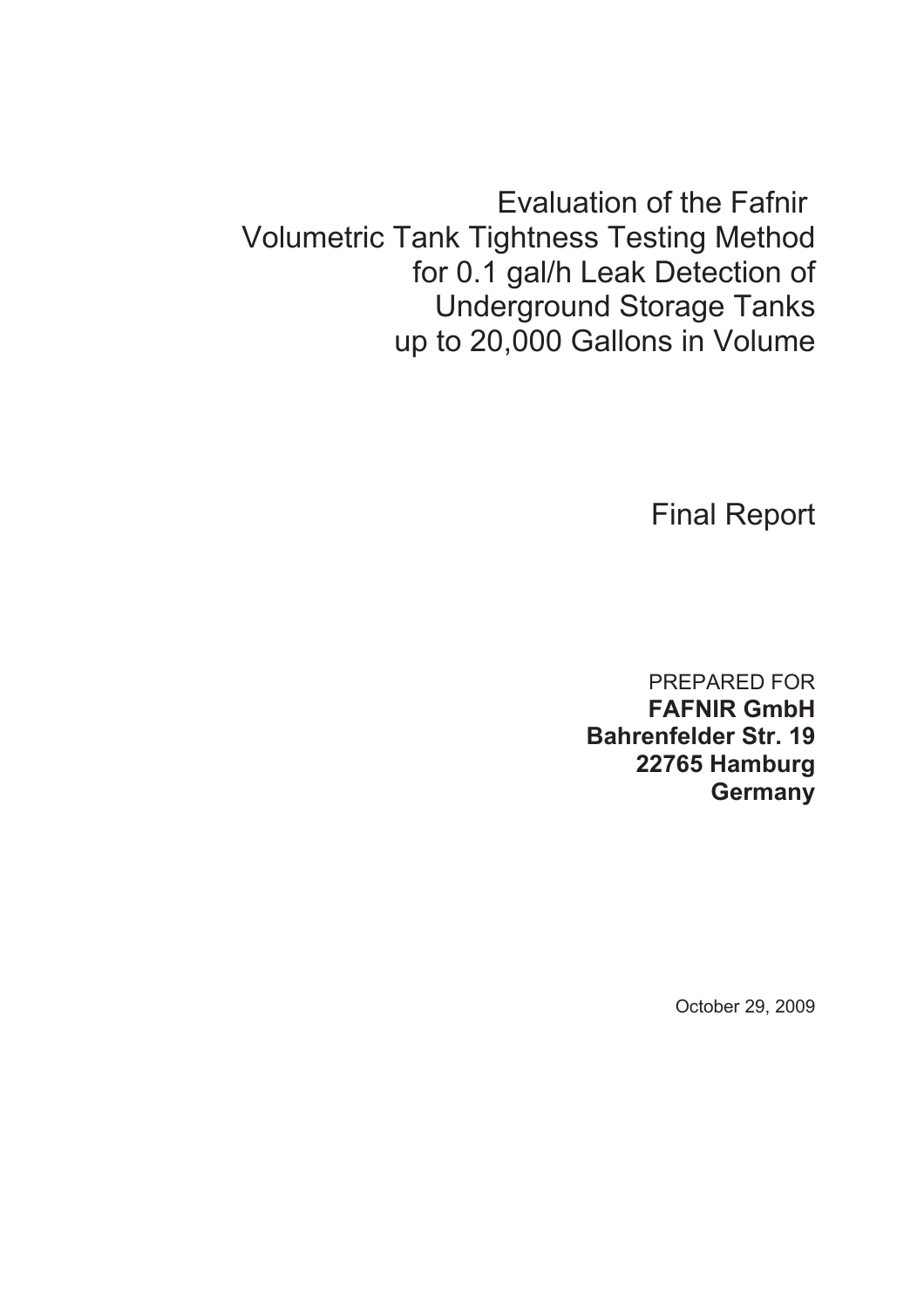# Evaluation of the Fafnir Volumetric Tank Tightness Testing Method for 0.1 gal/h Leak Detection of Underground Storage Tanks up to 20,000 Gallons in Volume

## Final Report

PREPARED FOR
**FAFNIR GmbH**
**Bahrenfelder Str. 19**
**22765 Hamburg**
**Germany**

October 29, 2009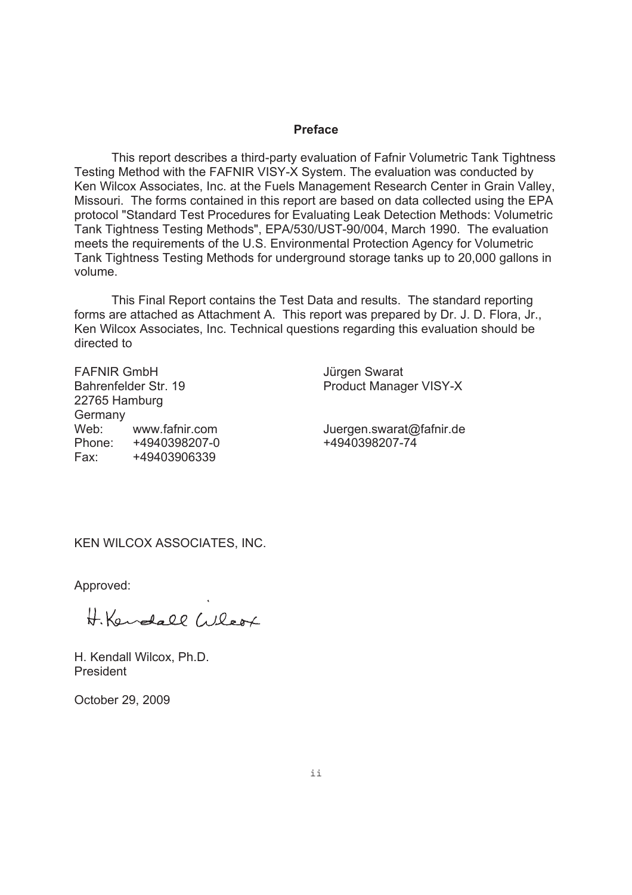## Preface

This report describes a third-party evaluation of Fafnir Volumetric Tank Tightness Testing Method with the FAFNIR VISY-X System. The evaluation was conducted by Ken Wilcox Associates, Inc. at the Fuels Management Research Center in Grain Valley, Missouri. The forms contained in this report are based on data collected using the EPA protocol "Standard Test Procedures for Evaluating Leak Detection Methods: Volumetric Tank Tightness Testing Methods", EPA/530/UST-90/004, March 1990. The evaluation meets the requirements of the U.S. Environmental Protection Agency for Volumetric Tank Tightness Testing Methods for underground storage tanks up to 20,000 gallons in volume.

This Final Report contains the Test Data and results. The standard reporting forms are attached as Attachment A. This report was prepared by Dr. J. D. Flora, Jr., Ken Wilcox Associates, Inc. Technical questions regarding this evaluation should be directed to

FAFNIR GmbH
Bahrenfelder Str. 19
22765 Hamburg
Germany
Web: www.fafnir.com
Phone: +4940398207-0
Fax: +49403906339

Jürgen Swarat
Product Manager VISY-X

Juergen.swarat@fafnir.de
+4940398207-74

KEN WILCOX ASSOCIATES, INC.

Approved:

H. Kendall Wilcox

H. Kendall Wilcox, Ph.D.
President

October 29, 2009